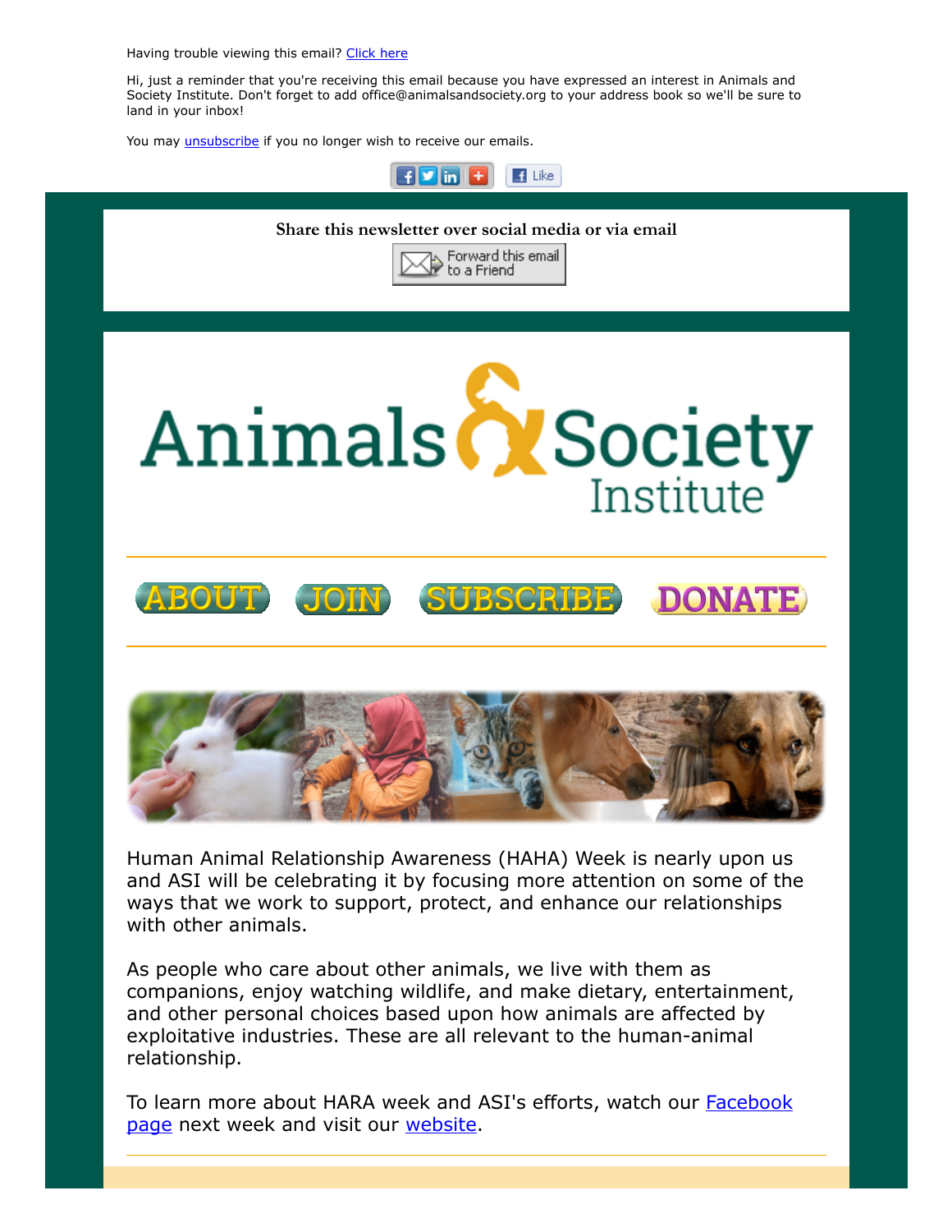Having trouble viewing this email? Click here

Hi, just a reminder that you're receiving this email because you have expressed an interest in Animals and Society Institute. Don't forget to add office@animalsandsociety.org to your address book so we'll be sure to land in your inbox!

You may unsubscribe if you no longer wish to receive our emails.

**Share this newsletter over social media or via email**

Forward this email to a Friend

# Animals & Society Institute

ABOUT JOIN SUBSCRIBE DONATE

Human Animal Relationship Awareness (HAHA) Week is nearly upon us and ASI will be celebrating it by focusing more attention on some of the ways that we work to support, protect, and enhance our relationships with other animals.

As people who care about other animals, we live with them as companions, enjoy watching wildlife, and make dietary, entertainment, and other personal choices based upon how animals are affected by exploitative industries. These are all relevant to the human-animal relationship.

To learn more about HARA week and ASI's efforts, watch our Facebook page next week and visit our website.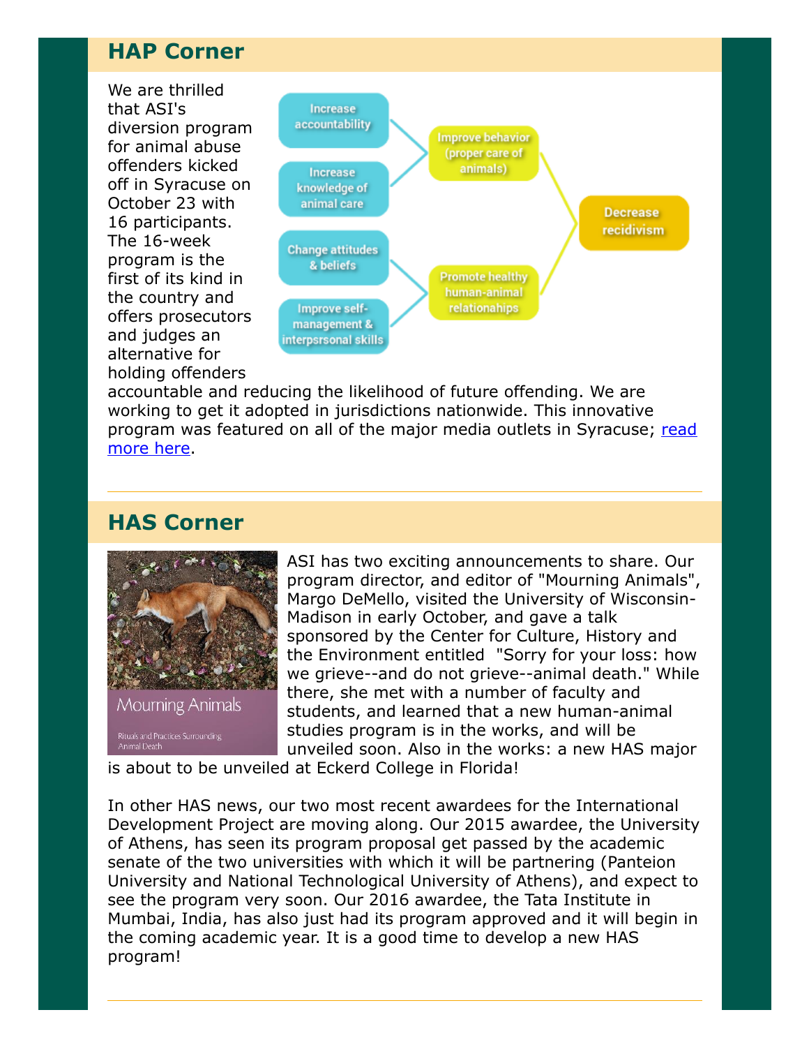## HAP Corner

We are thrilled that ASI's diversion program for animal abuse offenders kicked off in Syracuse on October 23 with 16 participants. The 16-week program is the first of its kind in the country and offers prosecutors and judges an alternative for holding offenders accountable and reducing the likelihood of future offending. We are working to get it adopted in jurisdictions nationwide. This innovative program was featured on all of the major media outlets in Syracuse; [read more here](#).

---

## HAS Corner

ASI has two exciting announcements to share. Our program director, and editor of "Mourning Animals", Margo DeMello, visited the University of Wisconsin-Madison in early October, and gave a talk sponsored by the Center for Culture, History and the Environment entitled "Sorry for your loss: how we grieve--and do not grieve--animal death." While there, she met with a number of faculty and students, and learned that a new human-animal studies program is in the works, and will be unveiled soon. Also in the works: a new HAS major is about to be unveiled at Eckerd College in Florida!

In other HAS news, our two most recent awardees for the International Development Project are moving along. Our 2015 awardee, the University of Athens, has seen its program proposal get passed by the academic senate of the two universities with which it will be partnering (Panteion University and National Technological University of Athens), and expect to see the program very soon. Our 2016 awardee, the Tata Institute in Mumbai, India, has also just had its program approved and it will begin in the coming academic year. It is a good time to develop a new HAS program!

---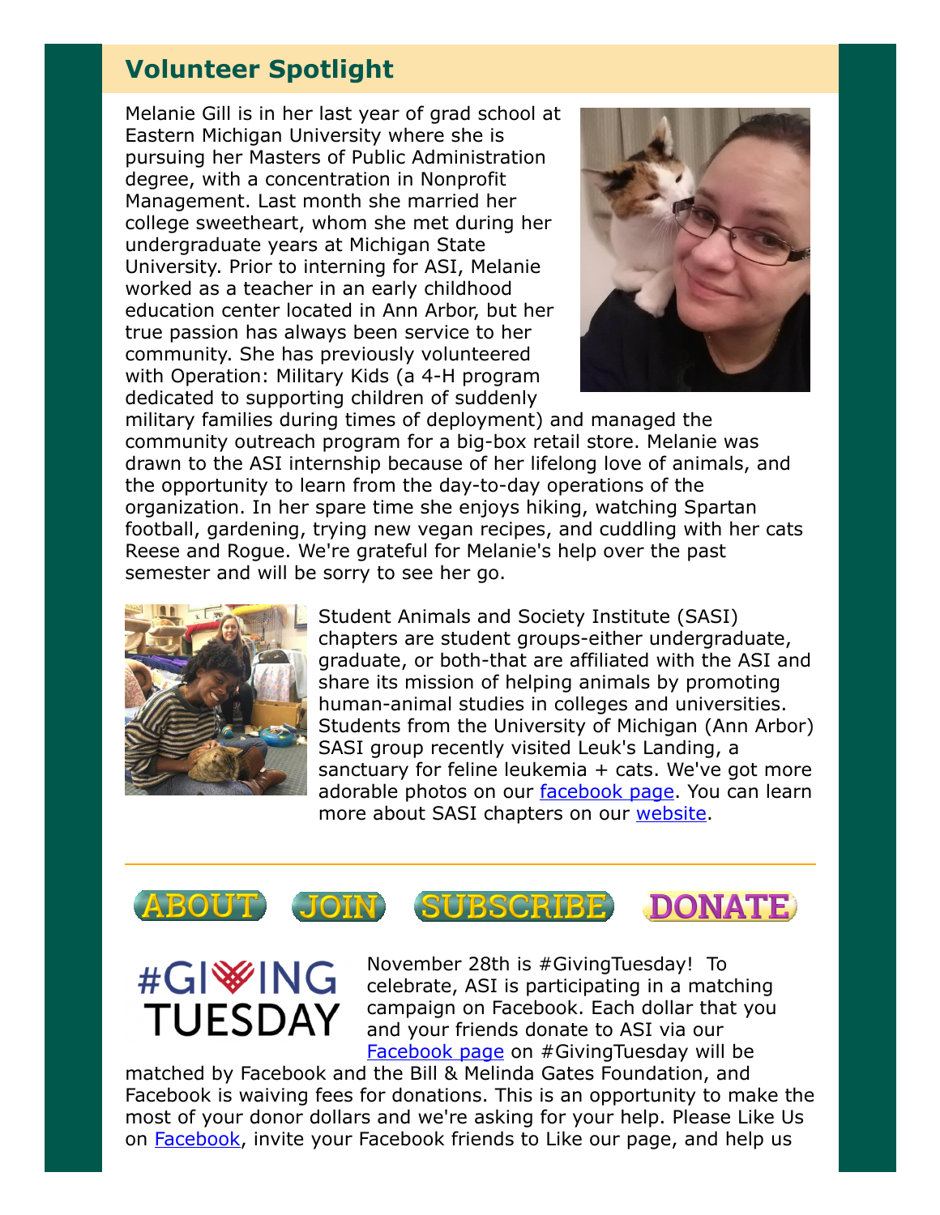## Volunteer Spotlight

Melanie Gill is in her last year of grad school at Eastern Michigan University where she is pursuing her Masters of Public Administration degree, with a concentration in Nonprofit Management. Last month she married her college sweetheart, whom she met during her undergraduate years at Michigan State University. Prior to interning for ASI, Melanie worked as a teacher in an early childhood education center located in Ann Arbor, but her true passion has always been service to her community. She has previously volunteered with Operation: Military Kids (a 4-H program dedicated to supporting children of suddenly military families during times of deployment) and managed the community outreach program for a big-box retail store. Melanie was drawn to the ASI internship because of her lifelong love of animals, and the opportunity to learn from the day-to-day operations of the organization. In her spare time she enjoys hiking, watching Spartan football, gardening, trying new vegan recipes, and cuddling with her cats Reese and Rogue. We're grateful for Melanie's help over the past semester and will be sorry to see her go.

Student Animals and Society Institute (SASI) chapters are student groups-either undergraduate, graduate, or both-that are affiliated with the ASI and share its mission of helping animals by promoting human-animal studies in colleges and universities. Students from the University of Michigan (Ann Arbor) SASI group recently visited Leuk's Landing, a sanctuary for feline leukemia + cats. We've got more adorable photos on our facebook page. You can learn more about SASI chapters on our website.

---

ABOUT JOIN SUBSCRIBE DONATE

#GIVING TUESDAY

November 28th is #GivingTuesday! To celebrate, ASI is participating in a matching campaign on Facebook. Each dollar that you and your friends donate to ASI via our Facebook page on #GivingTuesday will be matched by Facebook and the Bill & Melinda Gates Foundation, and Facebook is waiving fees for donations. This is an opportunity to make the most of your donor dollars and we're asking for your help. Please Like Us on Facebook, invite your Facebook friends to Like our page, and help us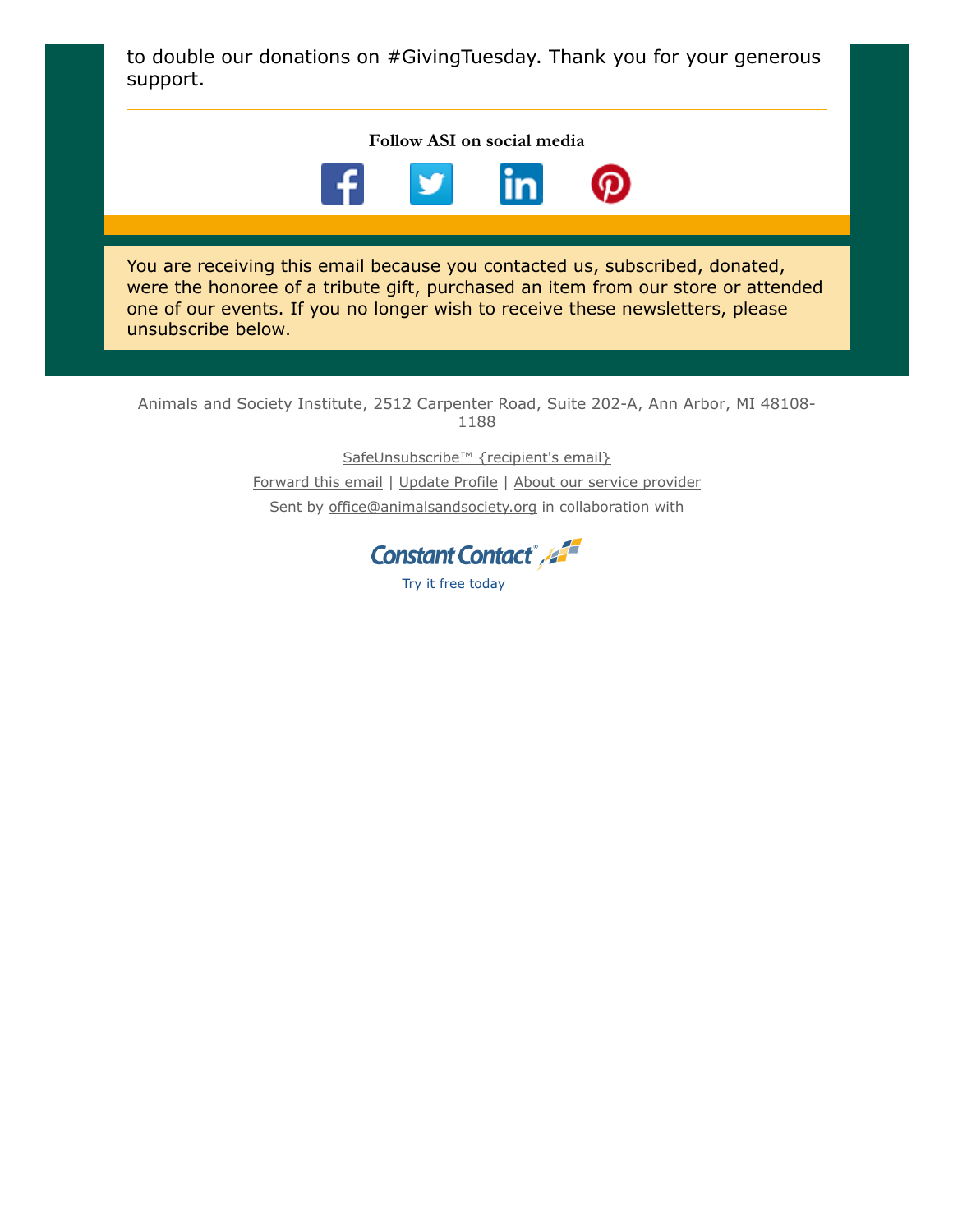to double our donations on #GivingTuesday. Thank you for your generous support.

---

**Follow ASI on social media**

You are receiving this email because you contacted us, subscribed, donated, were the honoree of a tribute gift, purchased an item from our store or attended one of our events. If you no longer wish to receive these newsletters, please unsubscribe below.

Animals and Society Institute, 2512 Carpenter Road, Suite 202-A, Ann Arbor, MI 48108-1188

SafeUnsubscribe™ {recipient's email}

Forward this email | Update Profile | About our service provider

Sent by office@animalsandsociety.org in collaboration with

Constant Contact

Try it free today